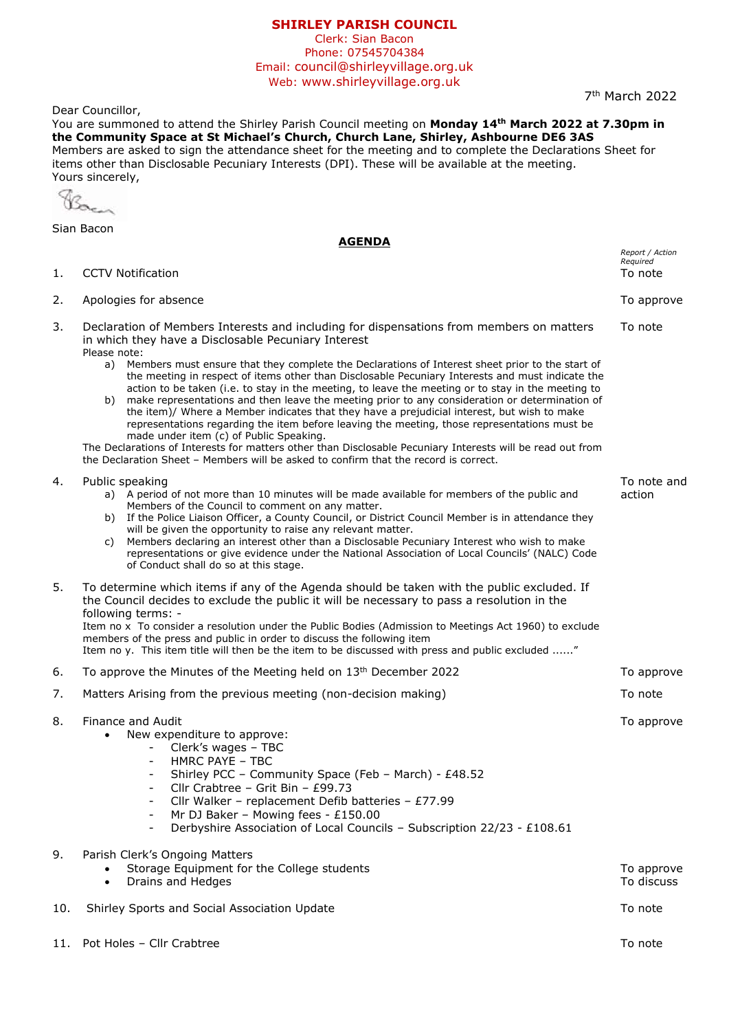# SHIRLEY PARISH COUNCIL

Clerk: Sian Bacon
Phone: 07545704384
Email: council@shirleyvillage.org.uk
Web: www.shirleyvillage.org.uk

7th March 2022

Dear Councillor,

You are summoned to attend the Shirley Parish Council meeting on **Monday 14th March 2022 at 7.30pm in the Community Space at St Michael's Church, Church Lane, Shirley, Ashbourne DE6 3AS**

Members are asked to sign the attendance sheet for the meeting and to complete the Declarations Sheet for items other than Disclosable Pecuniary Interests (DPI). These will be available at the meeting.

Yours sincerely,

Sian Bacon

## AGENDA

| | | *Report / Action Required* |
|---|---|---|
| 1. | CCTV Notification | To note |
| 2. | Apologies for absence | To approve |
| 3. | Declaration of Members Interests and including for dispensations from members on matters in which they have a Disclosable Pecuniary Interest | To note |

Please note:

a) Members must ensure that they complete the Declarations of Interest sheet prior to the start of the meeting in respect of items other than Disclosable Pecuniary Interests and must indicate the action to be taken (i.e. to stay in the meeting, to leave the meeting or to stay in the meeting to
b) make representations and then leave the meeting prior to any consideration or determination of the item)/ Where a Member indicates that they have a prejudicial interest, but wish to make representations regarding the item before leaving the meeting, those representations must be made under item (c) of Public Speaking.

The Declarations of Interests for matters other than Disclosable Pecuniary Interests will be read out from the Declaration Sheet – Members will be asked to confirm that the record is correct.

4. Public speaking — *To note and action*
   a) A period of not more than 10 minutes will be made available for members of the public and Members of the Council to comment on any matter.
   b) If the Police Liaison Officer, a County Council, or District Council Member is in attendance they will be given the opportunity to raise any relevant matter.
   c) Members declaring an interest other than a Disclosable Pecuniary Interest who wish to make representations or give evidence under the National Association of Local Councils' (NALC) Code of Conduct shall do so at this stage.

5. To determine which items if any of the Agenda should be taken with the public excluded. If the Council decides to exclude the public it will be necessary to pass a resolution in the following terms: -
   Item no x To consider a resolution under the Public Bodies (Admission to Meetings Act 1960) to exclude members of the press and public in order to discuss the following item
   Item no y. This item title will then be the item to be discussed with press and public excluded ......"

6. To approve the Minutes of the Meeting held on 13th December 2022 — *To approve*

7. Matters Arising from the previous meeting (non-decision making) — *To note*

8. Finance and Audit — *To approve*
   - New expenditure to approve:
     - Clerk's wages – TBC
     - HMRC PAYE – TBC
     - Shirley PCC – Community Space (Feb – March) - £48.52
     - Cllr Crabtree – Grit Bin – £99.73
     - Cllr Walker – replacement Defib batteries – £77.99
     - Mr DJ Baker – Mowing fees - £150.00
     - Derbyshire Association of Local Councils – Subscription 22/23 - £108.61

9. Parish Clerk's Ongoing Matters
   - Storage Equipment for the College students — *To approve*
   - Drains and Hedges — *To discuss*

10. Shirley Sports and Social Association Update — *To note*

11. Pot Holes – Cllr Crabtree — *To note*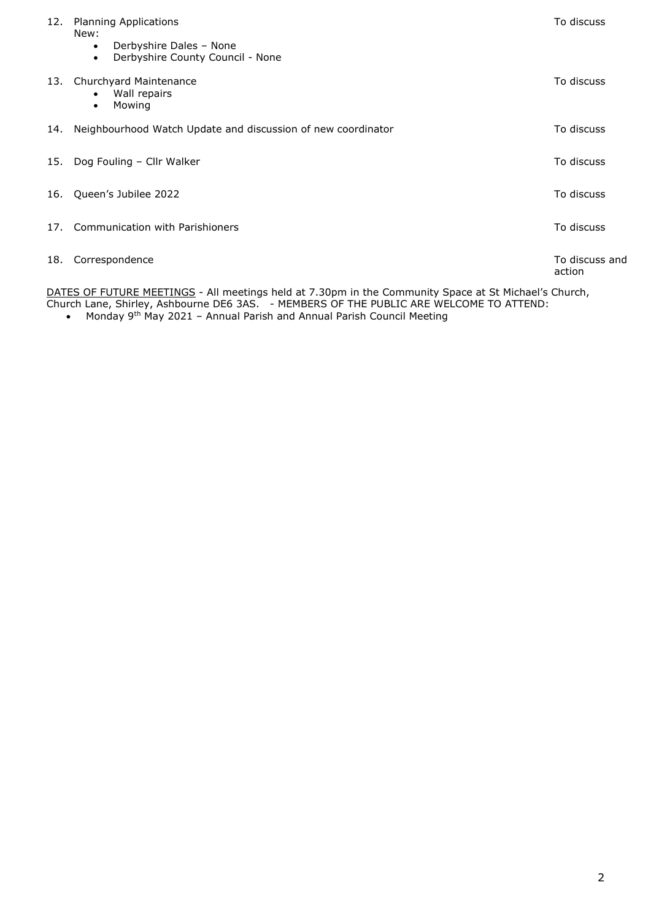| | | |
|---|---|---|
| 12. | Planning Applications<br>New:<br>• Derbyshire Dales – None<br>• Derbyshire County Council - None | To discuss |
| 13. | Churchyard Maintenance<br>• Wall repairs<br>• Mowing | To discuss |
| 14. | Neighbourhood Watch Update and discussion of new coordinator | To discuss |
| 15. | Dog Fouling – Cllr Walker | To discuss |
| 16. | Queen's Jubilee 2022 | To discuss |
| 17. | Communication with Parishioners | To discuss |
| 18. | Correspondence | To discuss and action |

DATES OF FUTURE MEETINGS - All meetings held at 7.30pm in the Community Space at St Michael's Church, Church Lane, Shirley, Ashbourne DE6 3AS. - MEMBERS OF THE PUBLIC ARE WELCOME TO ATTEND:

- Monday 9th May 2021 – Annual Parish and Annual Parish Council Meeting